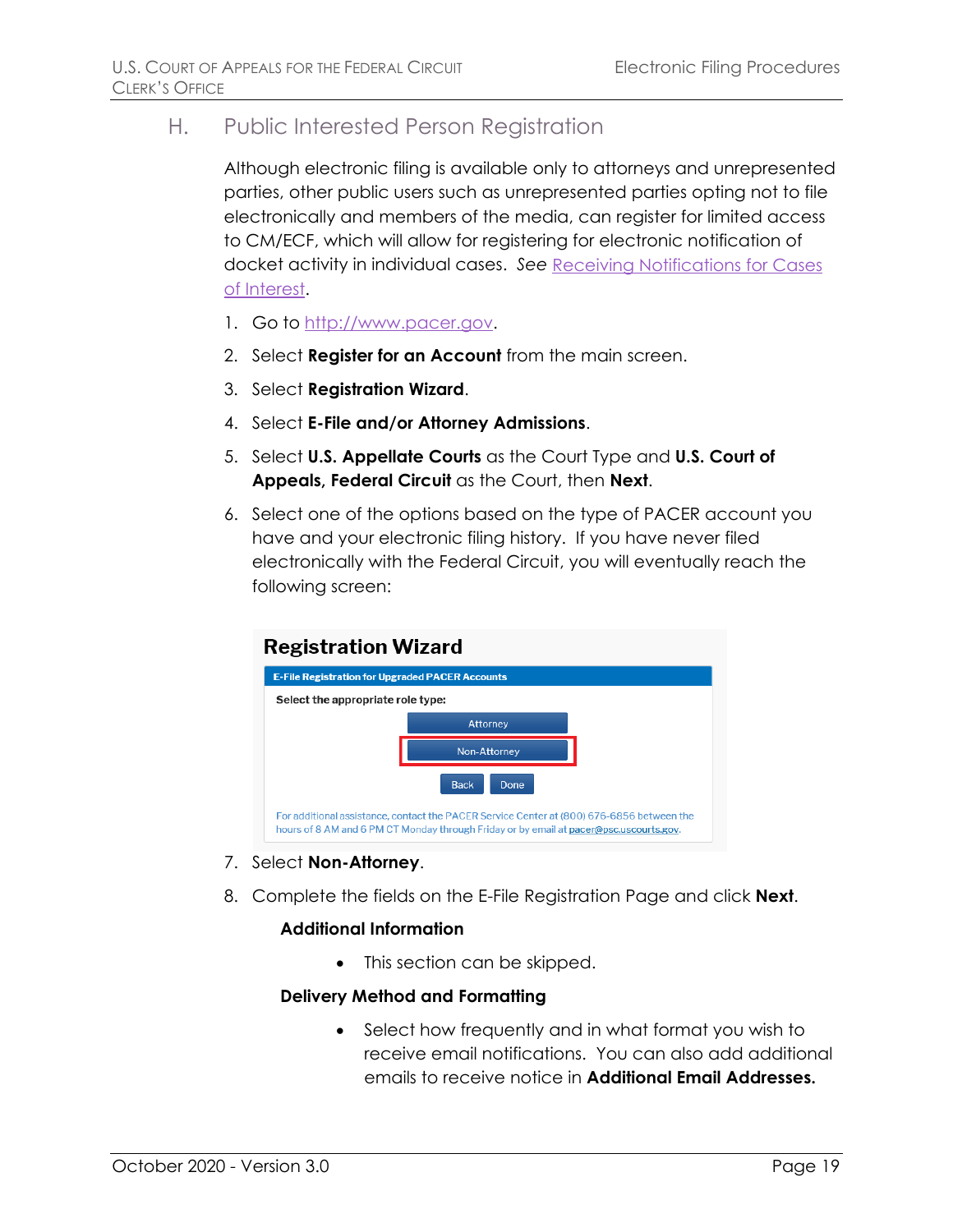## H. Public Interested Person Registration

Although electronic filing is available only to attorneys and unrepresented parties, other public users such as unrepresented parties opting not to file electronically and members of the media, can register for limited access to CM/ECF, which will allow for registering for electronic notification of docket activity in individual cases. *See* Receiving Notifications for Cases of Interest.

1. Go to http://www.pacer.gov.
2. Select **Register for an Account** from the main screen.
3. Select **Registration Wizard**.
4. Select **E-File and/or Attorney Admissions**.
5. Select **U.S. Appellate Courts** as the Court Type and **U.S. Court of Appeals, Federal Circuit** as the Court, then **Next**.
6. Select one of the options based on the type of PACER account you have and your electronic filing history. If you have never filed electronically with the Federal Circuit, you will eventually reach the following screen:

**Registration Wizard**

E-File Registration for Upgraded PACER Accounts

Select the appropriate role type:

Attorney

Non-Attorney

Back Done

For additional assistance, contact the PACER Service Center at (800) 676-6856 between the hours of 8 AM and 6 PM CT Monday through Friday or by email at pacer@psc.uscourts.gov.

7. Select **Non-Attorney**.
8. Complete the fields on the E-File Registration Page and click **Next**.

**Additional Information**

- This section can be skipped.

**Delivery Method and Formatting**

- Select how frequently and in what format you wish to receive email notifications. You can also add additional emails to receive notice in **Additional Email Addresses.**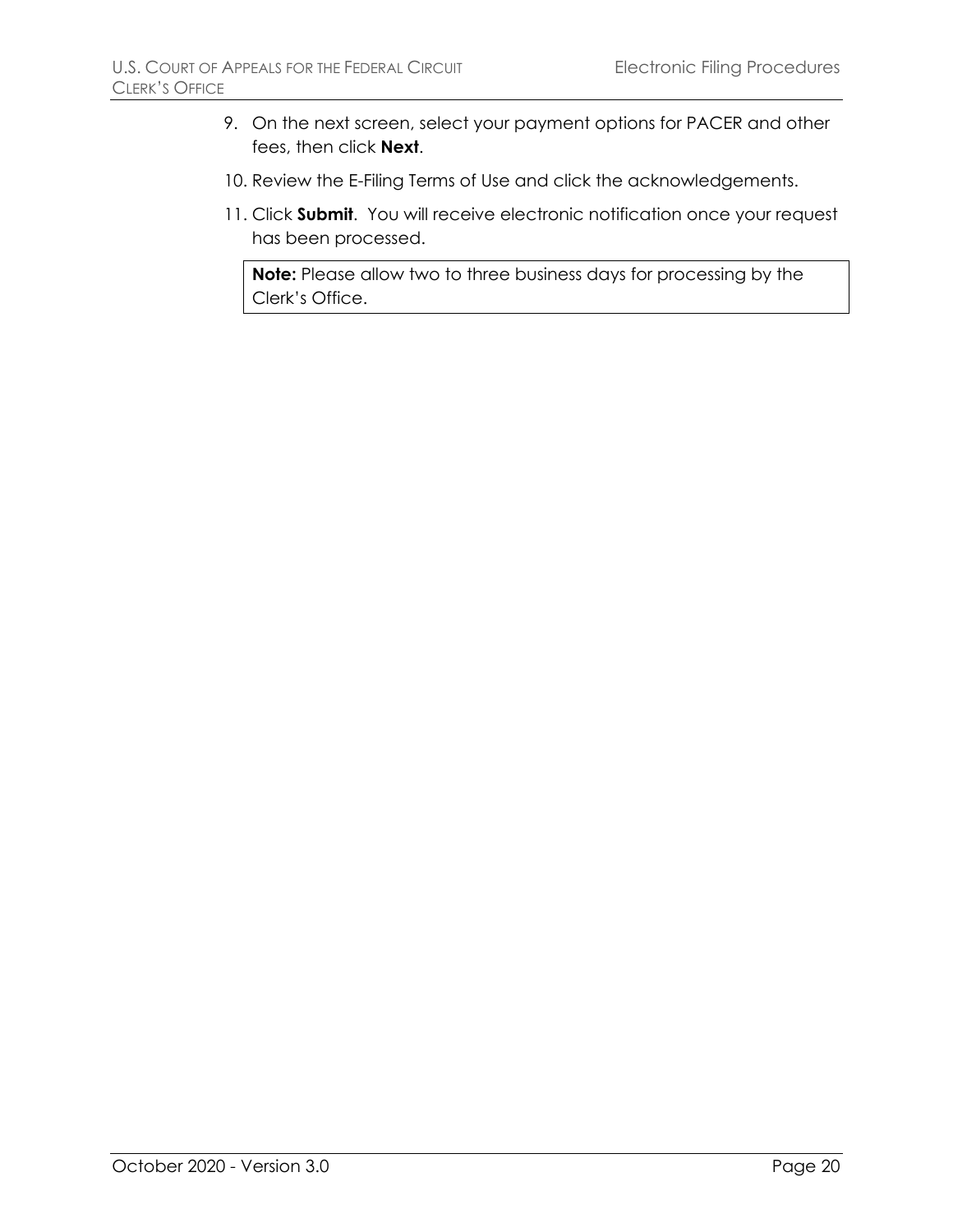9. On the next screen, select your payment options for PACER and other fees, then click **Next**.
10. Review the E-Filing Terms of Use and click the acknowledgements.
11. Click **Submit**. You will receive electronic notification once your request has been processed.

> **Note:** Please allow two to three business days for processing by the Clerk's Office.